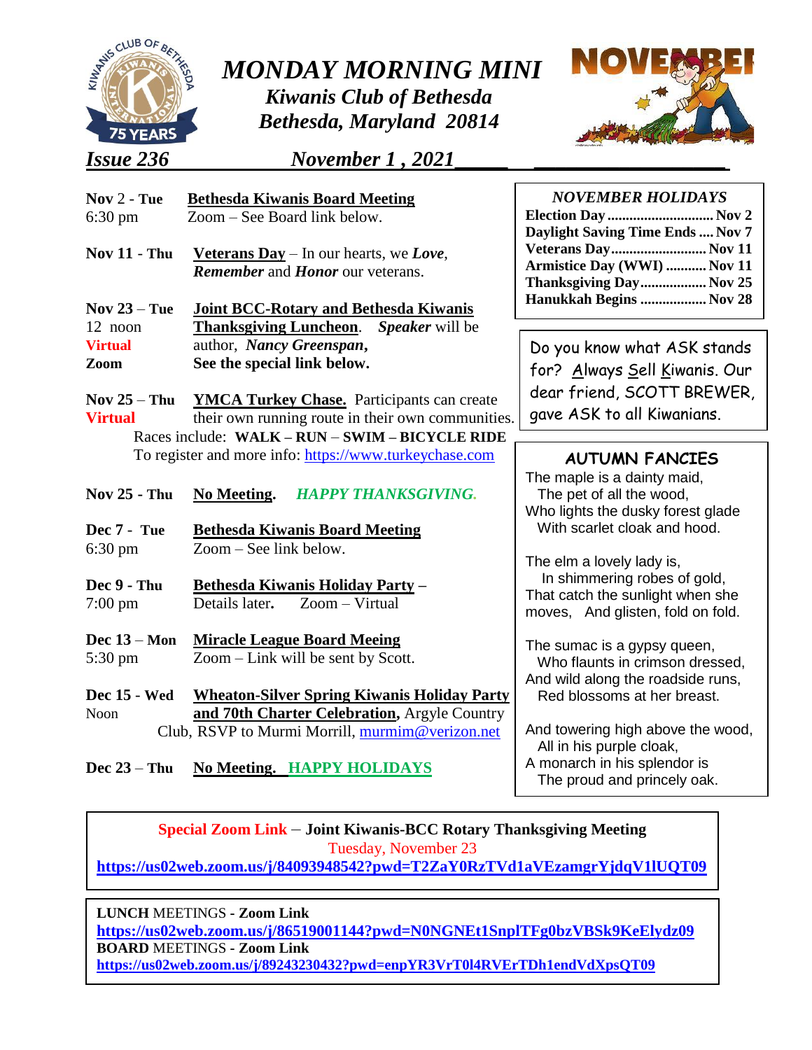# MONDAY MORNING MINI

## Kiwanis Club of Bethesda

## Bethesda, Maryland 20814

***Issue 236*** ***November 1 , 2021***

**Nov 2 - Tue** 6:30 pm — **Bethesda Kiwanis Board Meeting**
Zoom – See Board link below.

**Nov 11 - Thu** — **Veterans Day** – In our hearts, we ***Love***, ***Remember*** and ***Honor*** our veterans.

**Nov 23 – Tue** 12 noon **Virtual** **Zoom** — **Joint BCC-Rotary and Bethesda Kiwanis Thanksgiving Luncheon**. ***Speaker*** will be author, ***Nancy Greenspan***, **See the special link below.**

**Nov 25 – Thu** **Virtual** — **YMCA Turkey Chase.** Participants can create their own running route in their own communities.
Races include: **WALK – RUN – SWIM – BICYCLE RIDE**
To register and more info: https://www.turkeychase.com

**Nov 25 - Thu** — **No Meeting.** ***HAPPY THANKSGIVING.***

**Dec 7 - Tue** 6:30 pm — **Bethesda Kiwanis Board Meeting**
Zoom – See link below.

**Dec 9 - Thu** 7:00 pm — **Bethesda Kiwanis Holiday Party** –
Details later**.** Zoom – Virtual

**Dec 13 – Mon** 5:30 pm — **Miracle League Board Meeing**
Zoom – Link will be sent by Scott.

**Dec 15 - Wed** Noon — **Wheaton-Silver Spring Kiwanis Holiday Party and 70th Charter Celebration,** Argyle Country Club, RSVP to Murmi Morrill, murmim@verizon.net

**Dec 23 – Thu** — **No Meeting. HAPPY HOLIDAYS**

***NOVEMBER HOLIDAYS***

| | |
|---|---|
| **Election Day** | **Nov 2** |
| **Daylight Saving Time Ends** | **Nov 7** |
| **Veterans Day** | **Nov 11** |
| **Armistice Day (WWI)** | **Nov 11** |
| **Thanksgiving Day** | **Nov 25** |
| **Hanukkah Begins** | **Nov 28** |

Do you know what ASK stands for? Always Sell Kiwanis. Our dear friend, SCOTT BREWER, gave ASK to all Kiwanians.

**AUTUMN FANCIES**

The maple is a dainty maid,
The pet of all the wood,
Who lights the dusky forest glade
With scarlet cloak and hood.

The elm a lovely lady is,
In shimmering robes of gold,
That catch the sunlight when she moves, And glisten, fold on fold.

The sumac is a gypsy queen,
Who flaunts in crimson dressed,
And wild along the roadside runs,
Red blossoms at her breast.

And towering high above the wood,
All in his purple cloak,
A monarch in his splendor is
The proud and princely oak.

**Special Zoom Link** – **Joint Kiwanis-BCC Rotary Thanksgiving Meeting**
Tuesday, November 23
**https://us02web.zoom.us/j/84093948542?pwd=T2ZaY0RzTVd1aVEzamgrYjdqV1lUQT09**

**LUNCH** MEETINGS - **Zoom Link**
**https://us02web.zoom.us/j/86519001144?pwd=N0NGNEt1SnplTFg0bzVBSk9KeElydz09**
**BOARD** MEETINGS - **Zoom Link**
**https://us02web.zoom.us/j/89243230432?pwd=enpYR3VrT0l4RVErTDh1endVdXpsQT09**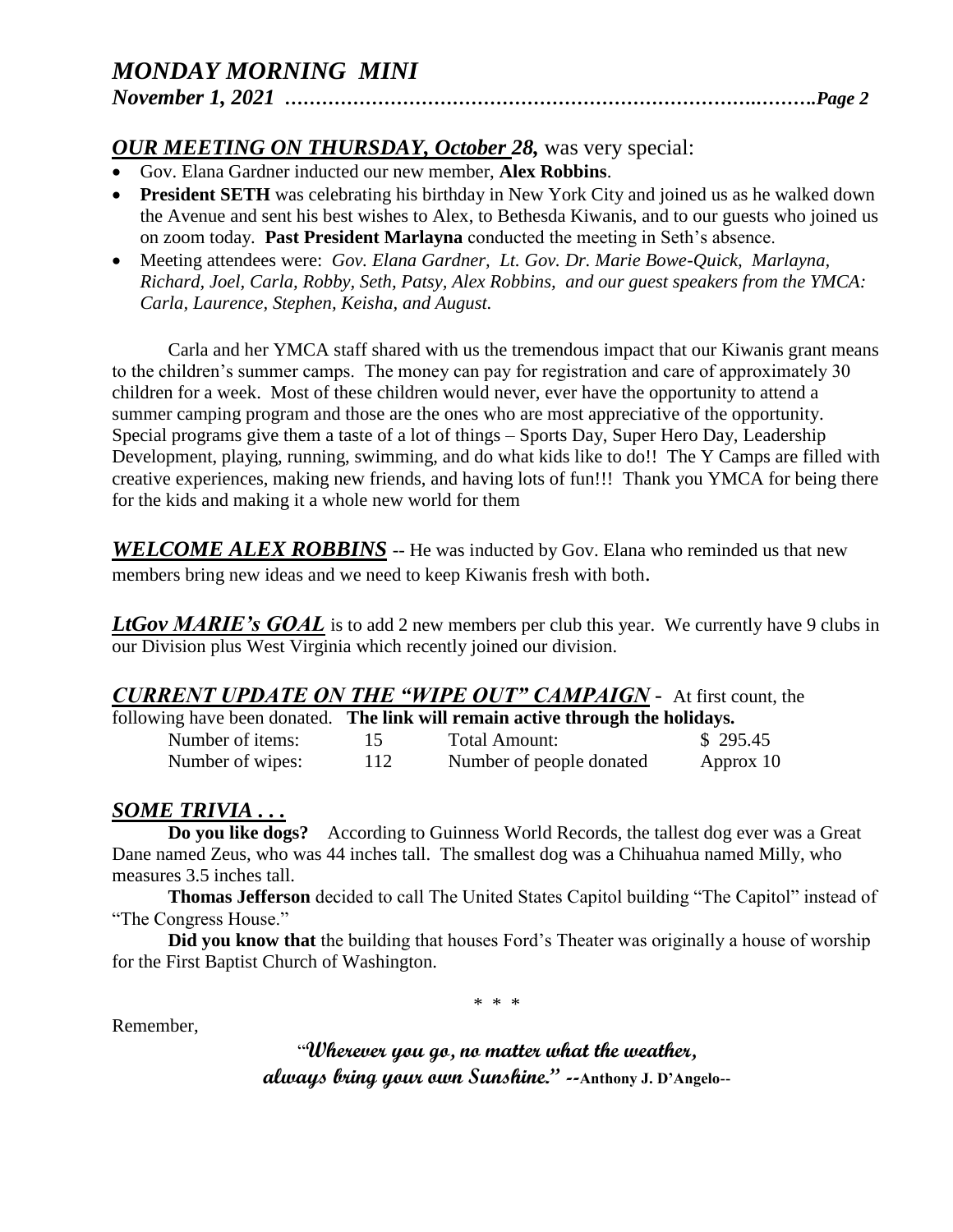## *OUR MEETING ON THURSDAY, October 28,* was very special:

- Gov. Elana Gardner inducted our new member, **Alex Robbins**.
- **President SETH** was celebrating his birthday in New York City and joined us as he walked down the Avenue and sent his best wishes to Alex, to Bethesda Kiwanis, and to our guests who joined us on zoom today. **Past President Marlayna** conducted the meeting in Seth's absence.
- Meeting attendees were: *Gov. Elana Gardner, Lt. Gov. Dr. Marie Bowe-Quick, Marlayna, Richard, Joel, Carla, Robby, Seth, Patsy, Alex Robbins, and our guest speakers from the YMCA: Carla, Laurence, Stephen, Keisha, and August.*

Carla and her YMCA staff shared with us the tremendous impact that our Kiwanis grant means to the children's summer camps. The money can pay for registration and care of approximately 30 children for a week. Most of these children would never, ever have the opportunity to attend a summer camping program and those are the ones who are most appreciative of the opportunity. Special programs give them a taste of a lot of things – Sports Day, Super Hero Day, Leadership Development, playing, running, swimming, and do what kids like to do!! The Y Camps are filled with creative experiences, making new friends, and having lots of fun!!! Thank you YMCA for being there for the kids and making it a whole new world for them

***WELCOME ALEX ROBBINS*** -- He was inducted by Gov. Elana who reminded us that new members bring new ideas and we need to keep Kiwanis fresh with both.

***LtGov MARIE's GOAL*** is to add 2 new members per club this year. We currently have 9 clubs in our Division plus West Virginia which recently joined our division.

***CURRENT UPDATE ON THE "WIPE OUT" CAMPAIGN*** - At first count, the following have been donated. **The link will remain active through the holidays.**

| | | | |
|---|---|---|---|
| Number of items: | 15 | Total Amount: | $ 295.45 |
| Number of wipes: | 112 | Number of people donated | Approx 10 |

## *SOME TRIVIA . . .*

**Do you like dogs?** According to Guinness World Records, the tallest dog ever was a Great Dane named Zeus, who was 44 inches tall. The smallest dog was a Chihuahua named Milly, who measures 3.5 inches tall.

**Thomas Jefferson** decided to call The United States Capitol building "The Capitol" instead of "The Congress House."

**Did you know that** the building that houses Ford's Theater was originally a house of worship for the First Baptist Church of Washington.

\* \* \*

Remember,

**"Wherever you go, no matter what the weather, always bring your own Sunshine." --Anthony J. D'Angelo--**